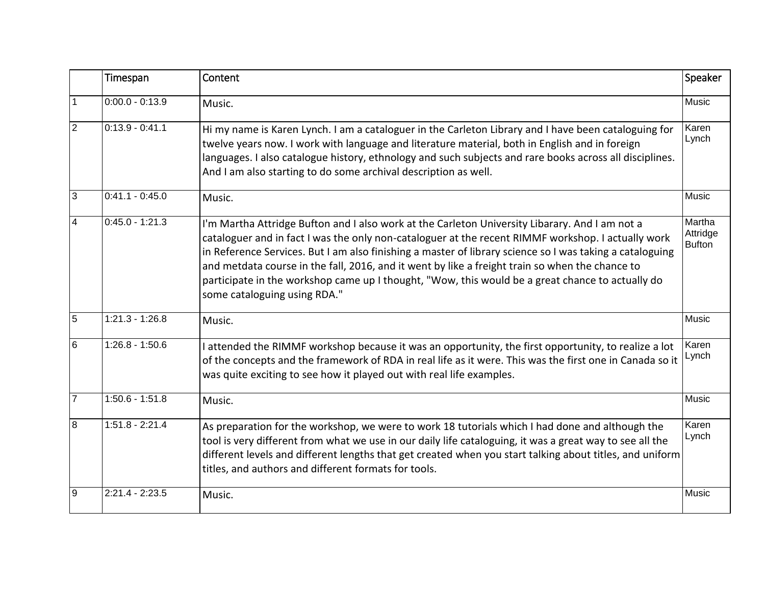|  | Timespan | Content | Speaker |
|---|---|---|---|
| 1 | 0:00.0 - 0:13.9 | Music. | Music |
| 2 | 0:13.9 - 0:41.1 | Hi my name is Karen Lynch. I am a cataloguer in the Carleton Library and I have been cataloguing for twelve years now. I work with language and literature material, both in English and in foreign languages. I also catalogue history, ethnology and such subjects and rare books across all disciplines. And I am also starting to do some archival description as well. | Karen Lynch |
| 3 | 0:41.1 - 0:45.0 | Music. | Music |
| 4 | 0:45.0 - 1:21.3 | I'm Martha Attridge Bufton and I also work at the Carleton University Libarary. And I am not a cataloguer and in fact I was the only non-cataloguer at the recent RIMMF workshop. I actually work in Reference Services. But I am also finishing a master of library science so I was taking a cataloguing and metdata course in the fall, 2016, and it went by like a freight train so when the chance to participate in the workshop came up I thought, "Wow, this would be a great chance to actually do some cataloguing using RDA." | Martha Attridge Bufton |
| 5 | 1:21.3 - 1:26.8 | Music. | Music |
| 6 | 1:26.8 - 1:50.6 | I attended the RIMMF workshop because it was an opportunity, the first opportunity, to realize a lot of the concepts and the framework of RDA in real life as it were. This was the first one in Canada so it was quite exciting to see how it played out with real life examples. | Karen Lynch |
| 7 | 1:50.6 - 1:51.8 | Music. | Music |
| 8 | 1:51.8 - 2:21.4 | As preparation for the workshop, we were to work 18 tutorials which I had done and although the tool is very different from what we use in our daily life cataloguing, it was a great way to see all the different levels and different lengths that get created when you start talking about titles, and uniform titles, and authors and different formats for tools. | Karen Lynch |
| 9 | 2:21.4 - 2:23.5 | Music. | Music |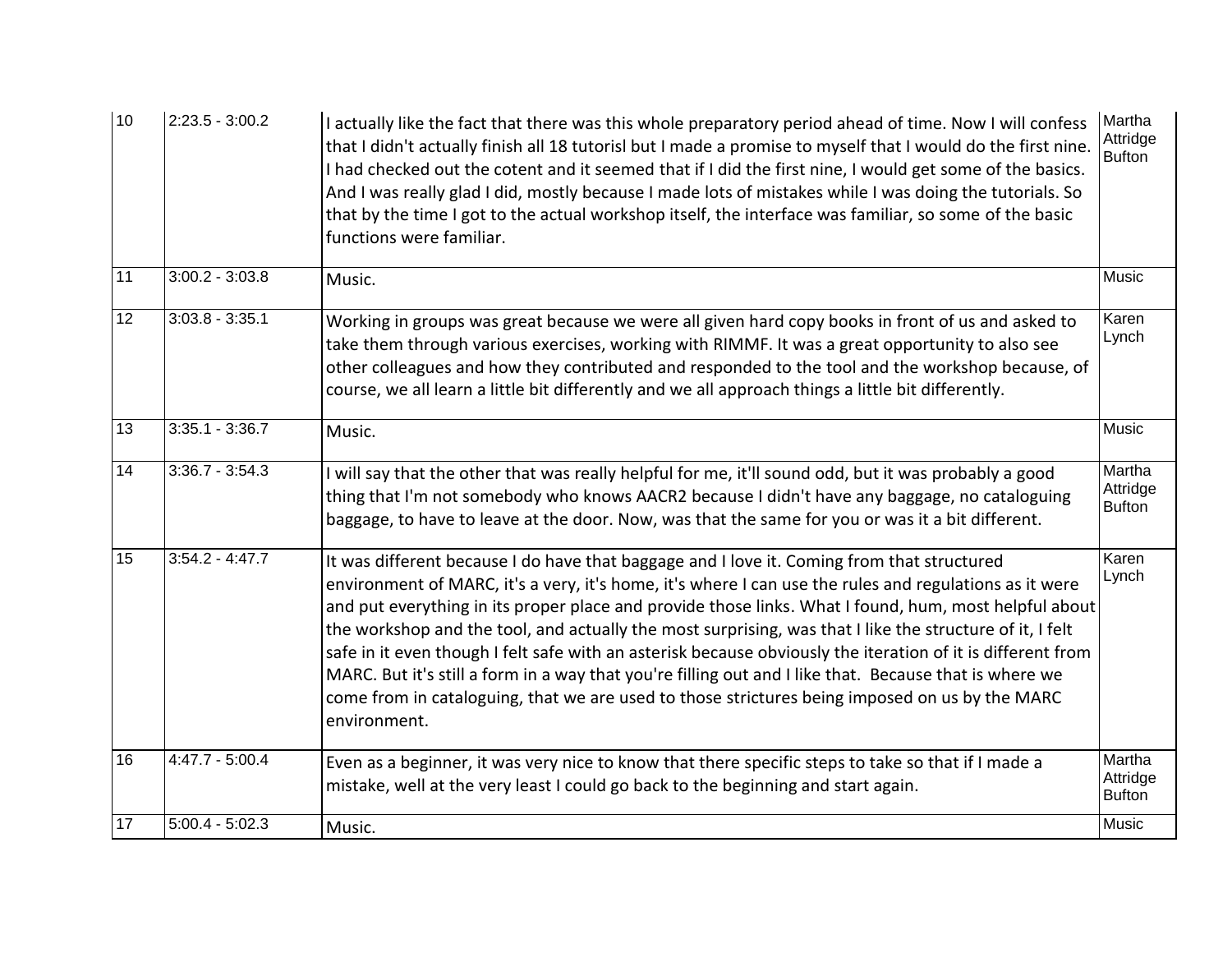| 10 | 2:23.5 - 3:00.2 | I actually like the fact that there was this whole preparatory period ahead of time. Now I will confess that I didn't actually finish all 18 tutorisl but I made a promise to myself that I would do the first nine. I had checked out the cotent and it seemed that if I did the first nine, I would get some of the basics. And I was really glad I did, mostly because I made lots of mistakes while I was doing the tutorials. So that by the time I got to the actual workshop itself, the interface was familiar, so some of the basic functions were familiar. | Martha Attridge Bufton |
|---|---|---|---|
| 11 | 3:00.2 - 3:03.8 | Music. | Music |
| 12 | 3:03.8 - 3:35.1 | Working in groups was great because we were all given hard copy books in front of us and asked to take them through various exercises, working with RIMMF. It was a great opportunity to also see other colleagues and how they contributed and responded to the tool and the workshop because, of course, we all learn a little bit differently and we all approach things a little bit differently. | Karen Lynch |
| 13 | 3:35.1 - 3:36.7 | Music. | Music |
| 14 | 3:36.7 - 3:54.3 | I will say that the other that was really helpful for me, it'll sound odd, but it was probably a good thing that I'm not somebody who knows AACR2 because I didn't have any baggage, no cataloguing baggage, to have to leave at the door. Now, was that the same for you or was it a bit different. | Martha Attridge Bufton |
| 15 | 3:54.2 - 4:47.7 | It was different because I do have that baggage and I love it. Coming from that structured environment of MARC, it's a very, it's home, it's where I can use the rules and regulations as it were and put everything in its proper place and provide those links. What I found, hum, most helpful about the workshop and the tool, and actually the most surprising, was that I like the structure of it, I felt safe in it even though I felt safe with an asterisk because obviously the iteration of it is different from MARC. But it's still a form in a way that you're filling out and I like that. Because that is where we come from in cataloguing, that we are used to those strictures being imposed on us by the MARC environment. | Karen Lynch |
| 16 | 4:47.7 - 5:00.4 | Even as a beginner, it was very nice to know that there specific steps to take so that if I made a mistake, well at the very least I could go back to the beginning and start again. | Martha Attridge Bufton |
| 17 | 5:00.4 - 5:02.3 | Music. | Music |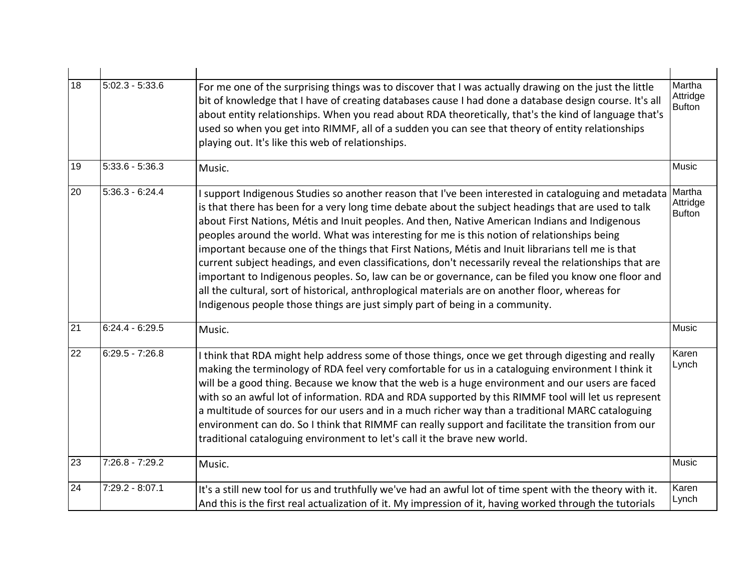| | | | |
|---|---|---|---|
| 18 | 5:02.3 - 5:33.6 | For me one of the surprising things was to discover that I was actually drawing on the just the little bit of knowledge that I have of creating databases cause I had done a database design course. It's all about entity relationships. When you read about RDA theoretically, that's the kind of language that's used so when you get into RIMMF, all of a sudden you can see that theory of entity relationships playing out. It's like this web of relationships. | Martha Attridge Bufton |
| 19 | 5:33.6 - 5:36.3 | Music. | Music |
| 20 | 5:36.3 - 6:24.4 | I support Indigenous Studies so another reason that I've been interested in cataloguing and metadata is that there has been for a very long time debate about the subject headings that are used to talk about First Nations, Métis and Inuit peoples. And then, Native American Indians and Indigenous peoples around the world. What was interesting for me is this notion of relationships being important because one of the things that First Nations, Métis and Inuit librarians tell me is that current subject headings, and even classifications, don't necessarily reveal the relationships that are important to Indigenous peoples. So, law can be or governance, can be filed you know one floor and all the cultural, sort of historical, anthroplogical materials are on another floor, whereas for Indigenous people those things are just simply part of being in a community. | Martha Attridge Bufton |
| 21 | 6:24.4 - 6:29.5 | Music. | Music |
| 22 | 6:29.5 - 7:26.8 | I think that RDA might help address some of those things, once we get through digesting and really making the terminology of RDA feel very comfortable for us in a cataloguing environment I think it will be a good thing. Because we know that the web is a huge environment and our users are faced with so an awful lot of information. RDA and RDA supported by this RIMMF tool will let us represent a multitude of sources for our users and in a much richer way than a traditional MARC cataloguing environment can do. So I think that RIMMF can really support and facilitate the transition from our traditional cataloguing environment to let's call it the brave new world. | Karen Lynch |
| 23 | 7:26.8 - 7:29.2 | Music. | Music |
| 24 | 7:29.2 - 8:07.1 | It's a still new tool for us and truthfully we've had an awful lot of time spent with the theory with it. And this is the first real actualization of it. My impression of it, having worked through the tutorials | Karen Lynch |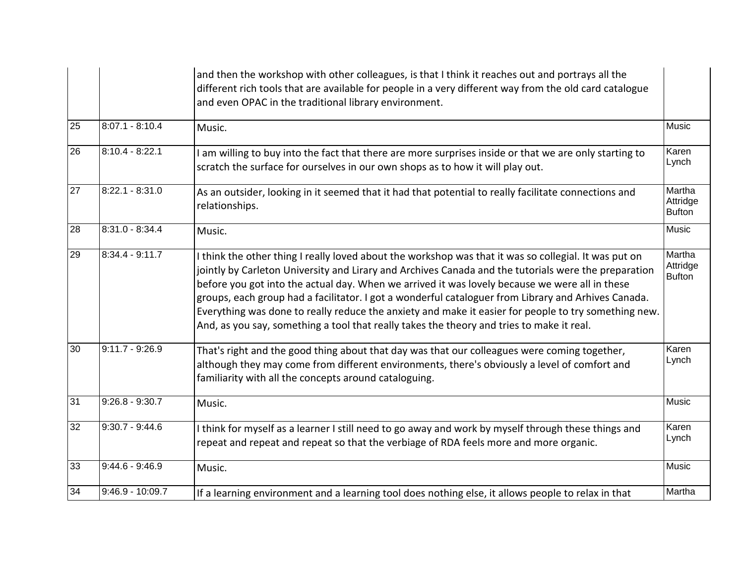| | | | |
|---|---|---|---|
| | | and then the workshop with other colleagues, is that I think it reaches out and portrays all the different rich tools that are available for people in a very different way from the old card catalogue and even OPAC in the traditional library environment. | |
| 25 | 8:07.1 - 8:10.4 | Music. | Music |
| 26 | 8:10.4 - 8:22.1 | I am willing to buy into the fact that there are more surprises inside or that we are only starting to scratch the surface for ourselves in our own shops as to how it will play out. | Karen Lynch |
| 27 | 8:22.1 - 8:31.0 | As an outsider, looking in it seemed that it had that potential to really facilitate connections and relationships. | Martha Attridge Bufton |
| 28 | 8:31.0 - 8:34.4 | Music. | Music |
| 29 | 8:34.4 - 9:11.7 | I think the other thing I really loved about the workshop was that it was so collegial. It was put on jointly by Carleton University and Lirary and Archives Canada and the tutorials were the preparation before you got into the actual day. When we arrived it was lovely because we were all in these groups, each group had a facilitator. I got a wonderful cataloguer from Library and Arhives Canada. Everything was done to really reduce the anxiety and make it easier for people to try something new. And, as you say, something a tool that really takes the theory and tries to make it real. | Martha Attridge Bufton |
| 30 | 9:11.7 - 9:26.9 | That's right and the good thing about that day was that our colleagues were coming together, although they may come from different environments, there's obviously a level of comfort and familiarity with all the concepts around cataloguing. | Karen Lynch |
| 31 | 9:26.8 - 9:30.7 | Music. | Music |
| 32 | 9:30.7 - 9:44.6 | I think for myself as a learner I still need to go away and work by myself through these things and repeat and repeat and repeat so that the verbiage of RDA feels more and more organic. | Karen Lynch |
| 33 | 9:44.6 - 9:46.9 | Music. | Music |
| 34 | 9:46.9 - 10:09.7 | If a learning environment and a learning tool does nothing else, it allows people to relax in that | Martha |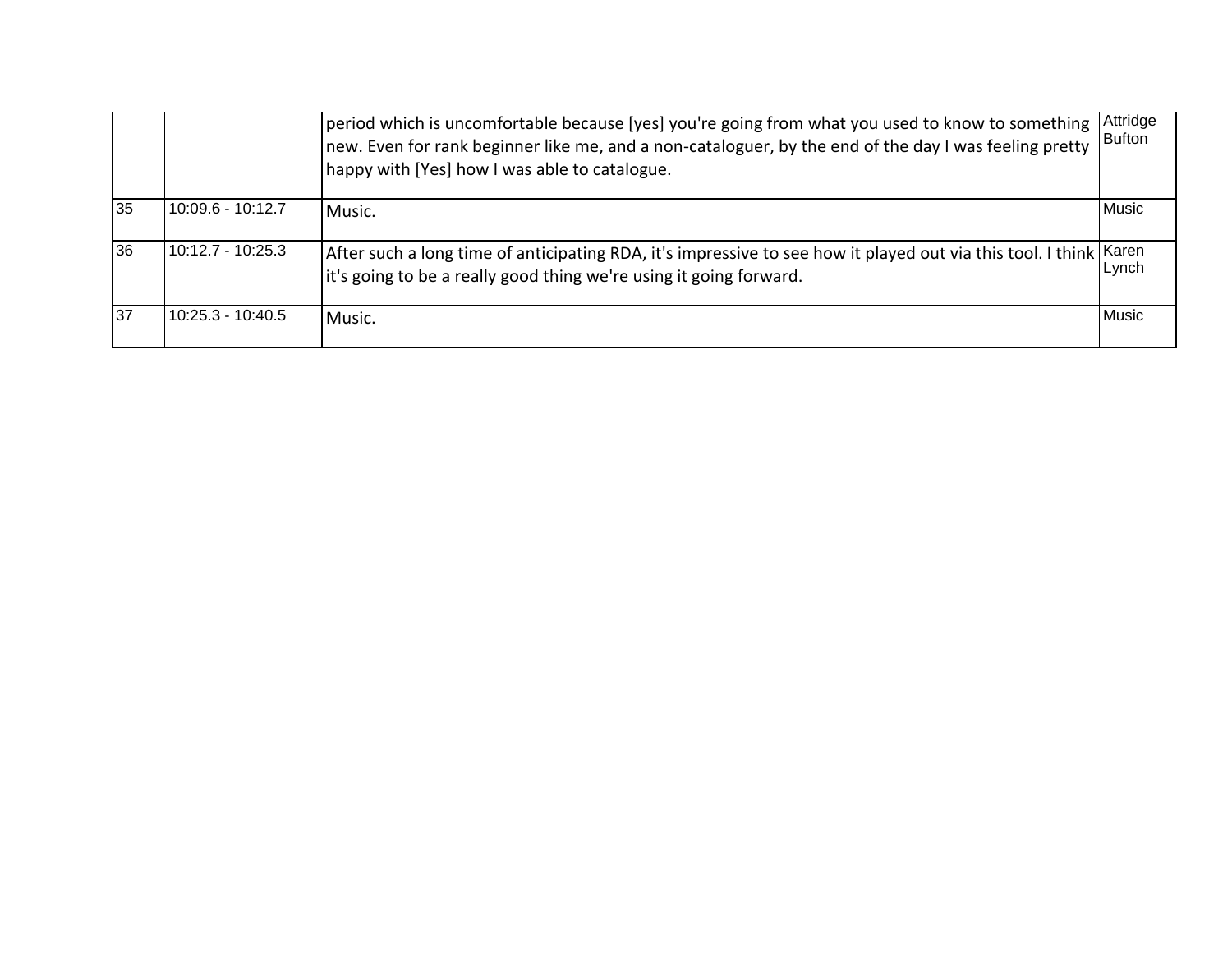| | | | |
|---|---|---|---|
| | | period which is uncomfortable because [yes] you're going from what you used to know to something new. Even for rank beginner like me, and a non-cataloguer, by the end of the day I was feeling pretty happy with [Yes] how I was able to catalogue. | Attridge Bufton |
| 35 | 10:09.6 - 10:12.7 | Music. | Music |
| 36 | 10:12.7 - 10:25.3 | After such a long time of anticipating RDA, it's impressive to see how it played out via this tool. I think it's going to be a really good thing we're using it going forward. | Karen Lynch |
| 37 | 10:25.3 - 10:40.5 | Music. | Music |